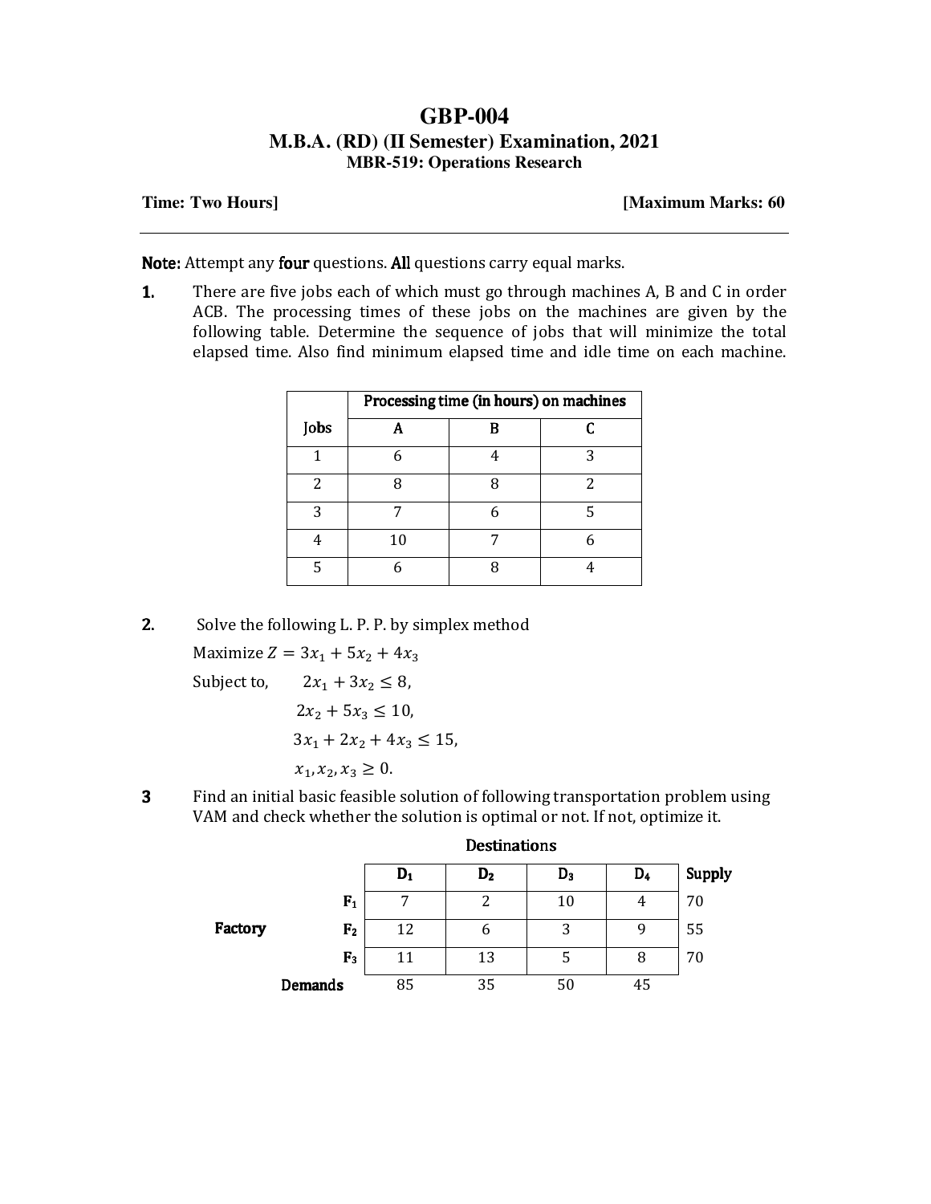# GBP-004

## M.B.A. (RD) (II Semester) Examination, 2021

### MBR-519: Operations Research

**Time: Two Hours]** **[Maximum Marks: 60**

---

**Note:** Attempt any **four** questions. **All** questions carry equal marks.

**1.** There are five jobs each of which must go through machines A, B and C in order ACB. The processing times of these jobs on the machines are given by the following table. Determine the sequence of jobs that will minimize the total elapsed time. Also find minimum elapsed time and idle time on each machine.

| Jobs | Processing time (in hours) on machines | | |
|---|---|---|---|
| | A | B | C |
| 1 | 6 | 4 | 3 |
| 2 | 8 | 8 | 2 |
| 3 | 7 | 6 | 5 |
| 4 | 10 | 7 | 6 |
| 5 | 6 | 8 | 4 |

**2.** Solve the following L. P. P. by simplex method

Maximize $Z = 3x_1 + 5x_2 + 4x_3$

Subject to, $2x_1 + 3x_2 \leq 8,$

$2x_2 + 5x_3 \leq 10,$

$3x_1 + 2x_2 + 4x_3 \leq 15,$

$x_1, x_2, x_3 \geq 0.$

**3** Find an initial basic feasible solution of following transportation problem using VAM and check whether the solution is optimal or not. If not, optimize it.

| | | Destinations | | | | |
|---|---|---|---|---|---|---|
| | | $D_1$ | $D_2$ | $D_3$ | $D_4$ | Supply |
| Factory | $F_1$ | 7 | 2 | 10 | 4 | 70 |
| | $F_2$ | 12 | 6 | 3 | 9 | 55 |
| | $F_3$ | 11 | 13 | 5 | 8 | 70 |
| | Demands | 85 | 35 | 50 | 45 | |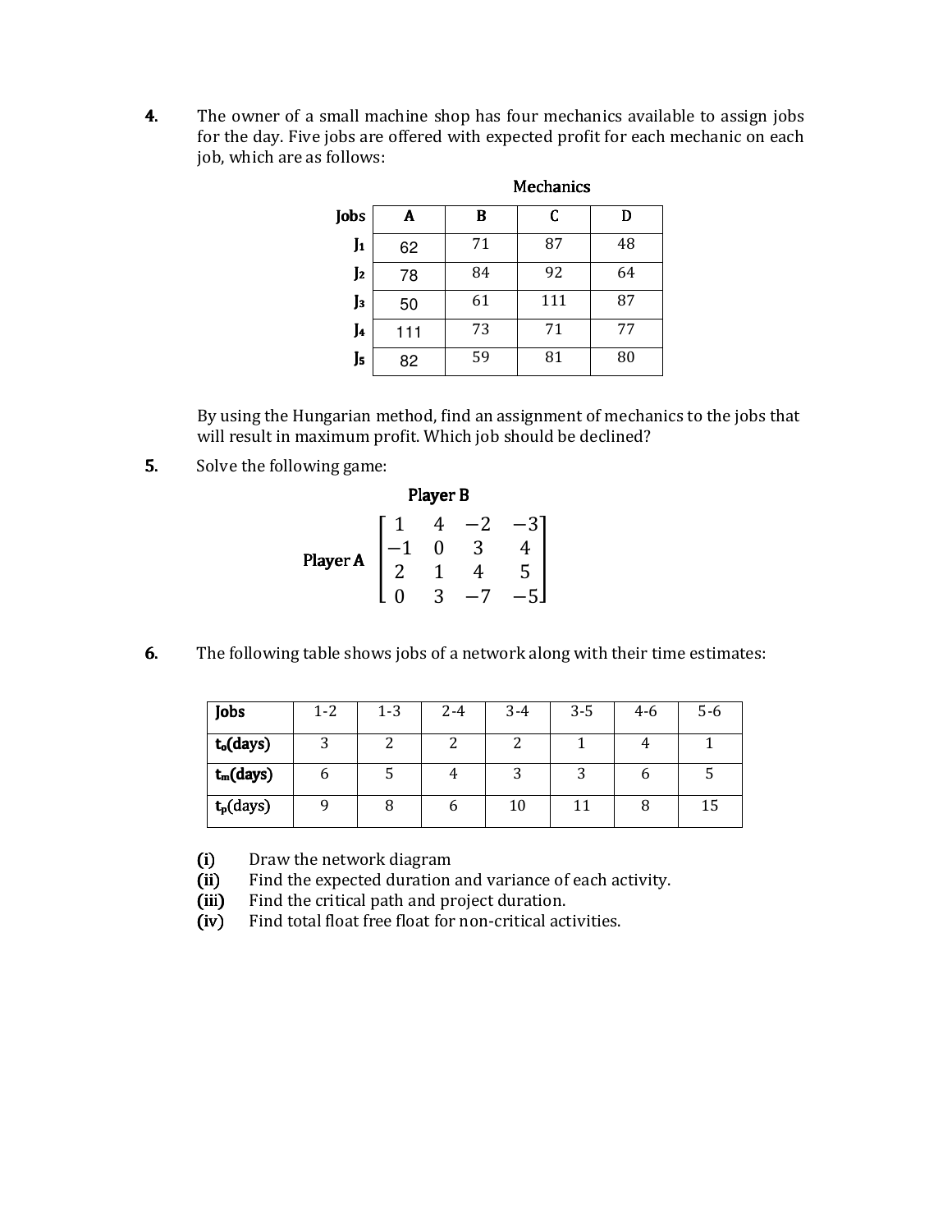4. The owner of a small machine shop has four mechanics available to assign jobs for the day. Five jobs are offered with expected profit for each mechanic on each job, which are as follows:

| | Mechanics | | | |
|---|---|---|---|---|
| **Jobs** | **A** | **B** | **C** | **D** |
| $J_1$ | 62 | 71 | 87 | 48 |
| $J_2$ | 78 | 84 | 92 | 64 |
| $J_3$ | 50 | 61 | 111 | 87 |
| $J_4$ | 111 | 73 | 71 | 77 |
| $J_5$ | 82 | 59 | 81 | 80 |

By using the Hungarian method, find an assignment of mechanics to the jobs that will result in maximum profit. Which job should be declined?

5. Solve the following game:

**Player B**

$$\textbf{Player A} \begin{bmatrix} 1 & 4 & -2 & -3 \\ -1 & 0 & 3 & 4 \\ 2 & 1 & 4 & 5 \\ 0 & 3 & -7 & -5 \end{bmatrix}$$

6. The following table shows jobs of a network along with their time estimates:

| **Jobs** | 1-2 | 1-3 | 2-4 | 3-4 | 3-5 | 4-6 | 5-6 |
|---|---|---|---|---|---|---|---|
| **$t_o$(days)** | 3 | 2 | 2 | 2 | 1 | 4 | 1 |
| **$t_m$(days)** | 6 | 5 | 4 | 3 | 3 | 6 | 5 |
| **$t_p$(days)** | 9 | 8 | 6 | 10 | 11 | 8 | 15 |

(i) Draw the network diagram

(ii) Find the expected duration and variance of each activity.

(iii) Find the critical path and project duration.

(iv) Find total float free float for non-critical activities.